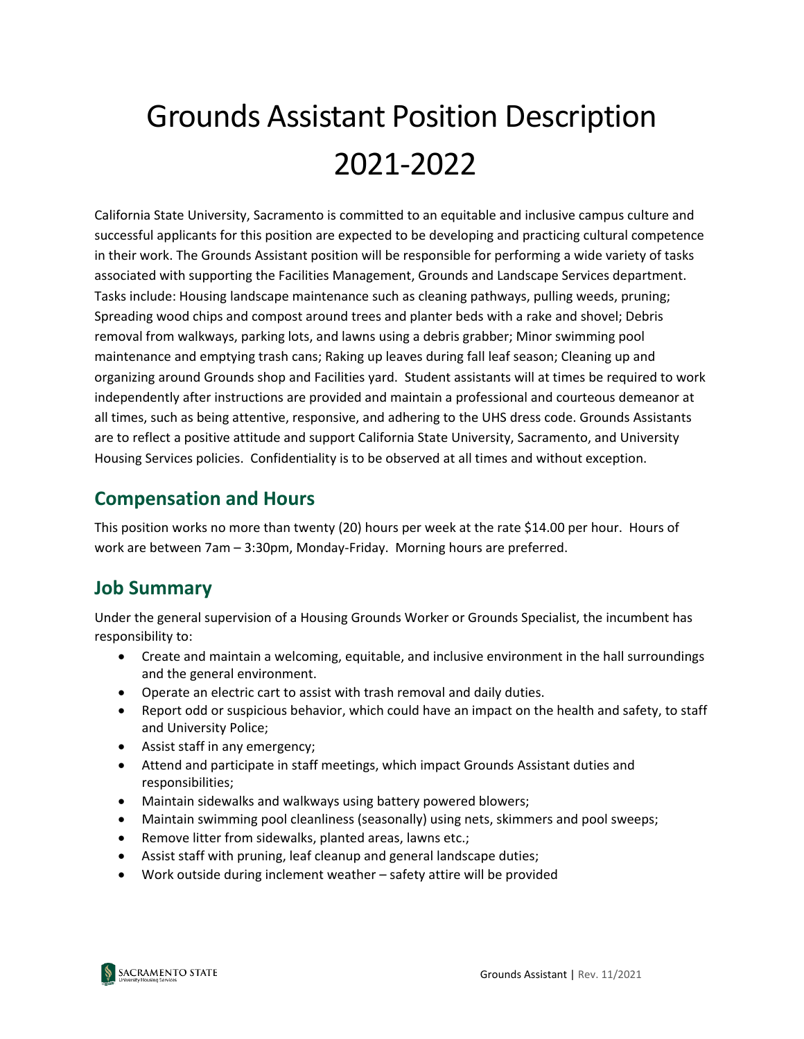# Grounds Assistant Position Description 2021-2022

California State University, Sacramento is committed to an equitable and inclusive campus culture and successful applicants for this position are expected to be developing and practicing cultural competence in their work. The Grounds Assistant position will be responsible for performing a wide variety of tasks associated with supporting the Facilities Management, Grounds and Landscape Services department. Tasks include: Housing landscape maintenance such as cleaning pathways, pulling weeds, pruning; Spreading wood chips and compost around trees and planter beds with a rake and shovel; Debris removal from walkways, parking lots, and lawns using a debris grabber; Minor swimming pool maintenance and emptying trash cans; Raking up leaves during fall leaf season; Cleaning up and organizing around Grounds shop and Facilities yard. Student assistants will at times be required to work independently after instructions are provided and maintain a professional and courteous demeanor at all times, such as being attentive, responsive, and adhering to the UHS dress code. Grounds Assistants are to reflect a positive attitude and support California State University, Sacramento, and University Housing Services policies. Confidentiality is to be observed at all times and without exception.

## Compensation and Hours

This position works no more than twenty (20) hours per week at the rate $14.00 per hour. Hours of work are between 7am – 3:30pm, Monday-Friday. Morning hours are preferred.

## Job Summary

Under the general supervision of a Housing Grounds Worker or Grounds Specialist, the incumbent has responsibility to:

- Create and maintain a welcoming, equitable, and inclusive environment in the hall surroundings and the general environment.
- Operate an electric cart to assist with trash removal and daily duties.
- Report odd or suspicious behavior, which could have an impact on the health and safety, to staff and University Police;
- Assist staff in any emergency;
- Attend and participate in staff meetings, which impact Grounds Assistant duties and responsibilities;
- Maintain sidewalks and walkways using battery powered blowers;
- Maintain swimming pool cleanliness (seasonally) using nets, skimmers and pool sweeps;
- Remove litter from sidewalks, planted areas, lawns etc.;
- Assist staff with pruning, leaf cleanup and general landscape duties;
- Work outside during inclement weather – safety attire will be provided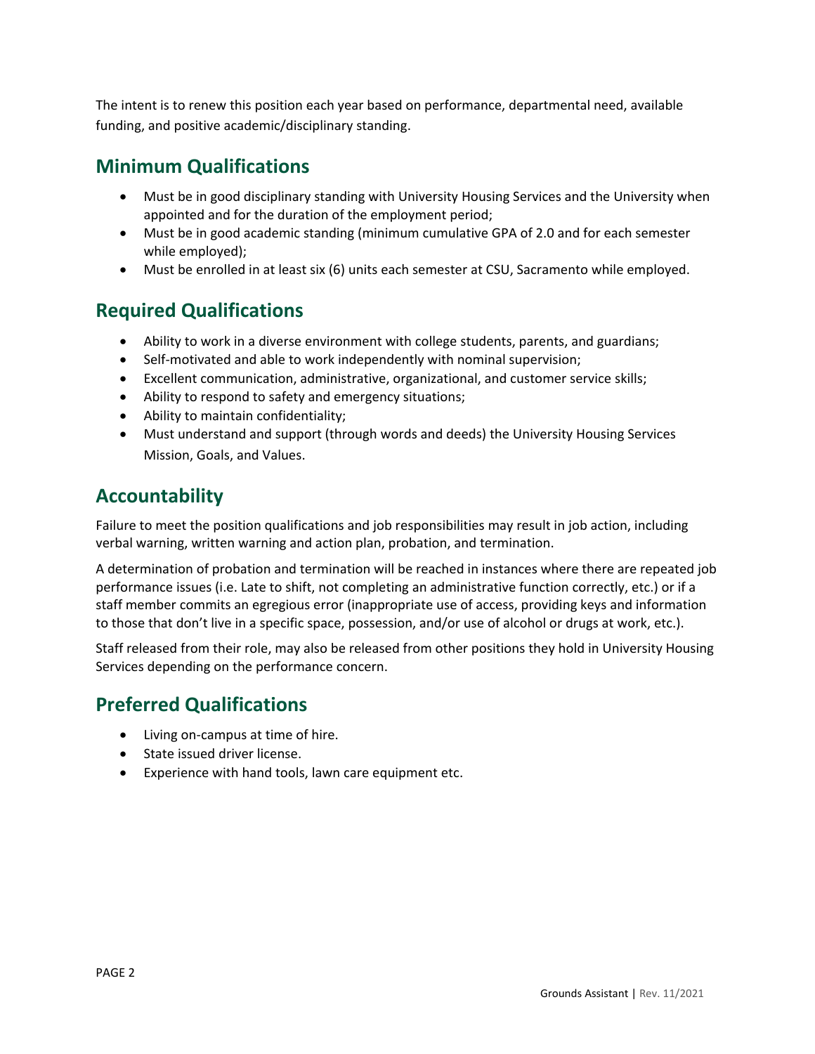The intent is to renew this position each year based on performance, departmental need, available funding, and positive academic/disciplinary standing.

## Minimum Qualifications

- Must be in good disciplinary standing with University Housing Services and the University when appointed and for the duration of the employment period;
- Must be in good academic standing (minimum cumulative GPA of 2.0 and for each semester while employed);
- Must be enrolled in at least six (6) units each semester at CSU, Sacramento while employed.

## Required Qualifications

- Ability to work in a diverse environment with college students, parents, and guardians;
- Self-motivated and able to work independently with nominal supervision;
- Excellent communication, administrative, organizational, and customer service skills;
- Ability to respond to safety and emergency situations;
- Ability to maintain confidentiality;
- Must understand and support (through words and deeds) the University Housing Services Mission, Goals, and Values.

## Accountability

Failure to meet the position qualifications and job responsibilities may result in job action, including verbal warning, written warning and action plan, probation, and termination.

A determination of probation and termination will be reached in instances where there are repeated job performance issues (i.e. Late to shift, not completing an administrative function correctly, etc.) or if a staff member commits an egregious error (inappropriate use of access, providing keys and information to those that don't live in a specific space, possession, and/or use of alcohol or drugs at work, etc.).

Staff released from their role, may also be released from other positions they hold in University Housing Services depending on the performance concern.

## Preferred Qualifications

- Living on-campus at time of hire.
- State issued driver license.
- Experience with hand tools, lawn care equipment etc.